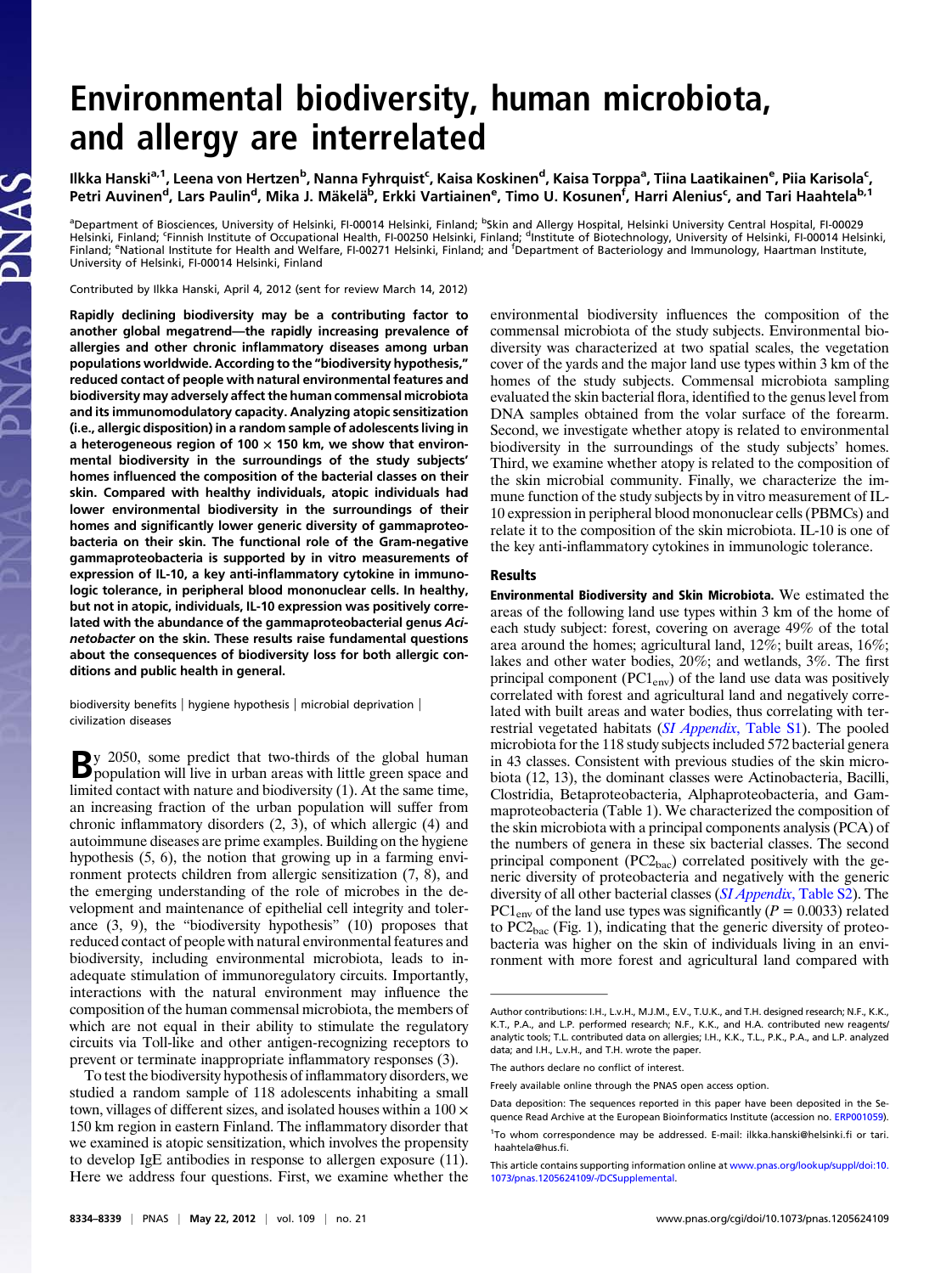# Environmental biodiversity, human microbiota, and allergy are interrelated

Ilkka Hanski[a,1], Leena von Hertzen[b], Nanna Fyhrquist[c], Kaisa Koskinen[d], Kaisa Torppa[a], Tiina Laatikainen[e], Piia Karisola[c], Petri Auvinen[d], Lars Paulin[d], Mika J. Mäkelä[b], Erkki Vartiainen[e], Timo U. Kosunen[f], Harri Alenius[c], and Tari Haahtela[b,1]

[a]Department of Biosciences, University of Helsinki, FI-00014 Helsinki, Finland; [b]Skin and Allergy Hospital, Helsinki University Central Hospital, FI-00029 Helsinki, Finland; [c]Finnish Institute of Occupational Health, FI-00250 Helsinki, Finland; [d]Institute of Biotechnology, University of Helsinki, FI-00014 Helsinki, Finland; [e]National Institute for Health and Welfare, FI-00271 Helsinki, Finland; and [f]Department of Bacteriology and Immunology, Haartman Institute, University of Helsinki, FI-00014 Helsinki, Finland

Contributed by Ilkka Hanski, April 4, 2012 (sent for review March 14, 2012)

**Rapidly declining biodiversity may be a contributing factor to another global megatrend—the rapidly increasing prevalence of allergies and other chronic inflammatory diseases among urban populations worldwide. According to the "biodiversity hypothesis," reduced contact of people with natural environmental features and biodiversity may adversely affect the human commensal microbiota and its immunomodulatory capacity. Analyzing atopic sensitization (i.e., allergic disposition) in a random sample of adolescents living in a heterogeneous region of 100 × 150 km, we show that environmental biodiversity in the surroundings of the study subjects' homes influenced the composition of the bacterial classes on their skin. Compared with healthy individuals, atopic individuals had lower environmental biodiversity in the surroundings of their homes and significantly lower generic diversity of gammaproteobacteria on their skin. The functional role of the Gram-negative gammaproteobacteria is supported by in vitro measurements of expression of IL-10, a key anti-inflammatory cytokine in immunologic tolerance, in peripheral blood mononuclear cells. In healthy, but not in atopic, individuals, IL-10 expression was positively correlated with the abundance of the gammaproteobacterial genus *Acinetobacter* on the skin. These results raise fundamental questions about the consequences of biodiversity loss for both allergic conditions and public health in general.**

biodiversity benefits | hygiene hypothesis | microbial deprivation | civilization diseases

By 2050, some predict that two-thirds of the global human population will live in urban areas with little green space and limited contact with nature and biodiversity (1). At the same time, an increasing fraction of the urban population will suffer from chronic inflammatory disorders (2, 3), of which allergic (4) and autoimmune diseases are prime examples. Building on the hygiene hypothesis (5, 6), the notion that growing up in a farming environment protects children from allergic sensitization (7, 8), and the emerging understanding of the role of microbes in the development and maintenance of epithelial cell integrity and tolerance (3, 9), the "biodiversity hypothesis" (10) proposes that reduced contact of people with natural environmental features and biodiversity, including environmental microbiota, leads to inadequate stimulation of immunoregulatory circuits. Importantly, interactions with the natural environment may influence the composition of the human commensal microbiota, the members of which are not equal in their ability to stimulate the regulatory circuits via Toll-like and other antigen-recognizing receptors to prevent or terminate inappropriate inflammatory responses (3).

To test the biodiversity hypothesis of inflammatory disorders, we studied a random sample of 118 adolescents inhabiting a small town, villages of different sizes, and isolated houses within a 100 × 150 km region in eastern Finland. The inflammatory disorder that we examined is atopic sensitization, which involves the propensity to develop IgE antibodies in response to allergen exposure (11). Here we address four questions. First, we examine whether the environmental biodiversity influences the composition of the commensal microbiota of the study subjects. Environmental biodiversity was characterized at two spatial scales, the vegetation cover of the yards and the major land use types within 3 km of the homes of the study subjects. Commensal microbiota sampling evaluated the skin bacterial flora, identified to the genus level from DNA samples obtained from the volar surface of the forearm. Second, we investigate whether atopy is related to environmental biodiversity in the surroundings of the study subjects' homes. Third, we examine whether atopy is related to the composition of the skin microbial community. Finally, we characterize the immune function of the study subjects by in vitro measurement of IL-10 expression in peripheral blood mononuclear cells (PBMCs) and relate it to the composition of the skin microbiota. IL-10 is one of the key anti-inflammatory cytokines in immunologic tolerance.

## Results

**Environmental Biodiversity and Skin Microbiota.** We estimated the areas of the following land use types within 3 km of the home of each study subject: forest, covering on average 49% of the total area around the homes; agricultural land, 12%; built areas, 16%; lakes and other water bodies, 20%; and wetlands, 3%. The first principal component ($PC1_{env}$) of the land use data was positively correlated with forest and agricultural land and negatively correlated with built areas and water bodies, thus correlating with terrestrial vegetated habitats (*SI Appendix*, Table S1). The pooled microbiota for the 118 study subjects included 572 bacterial genera in 43 classes. Consistent with previous studies of the skin microbiota (12, 13), the dominant classes were Actinobacteria, Bacilli, Clostridia, Betaproteobacteria, Alphaproteobacteria, and Gammaproteobacteria (Table 1). We characterized the composition of the skin microbiota with a principal components analysis (PCA) of the numbers of genera in these six bacterial classes. The second principal component ($PC2_{bac}$) correlated positively with the generic diversity of proteobacteria and negatively with the generic diversity of all other bacterial classes (*SI Appendix*, Table S2). The $PC1_{env}$ of the land use types was significantly ($P = 0.0033$) related to $PC2_{bac}$ (Fig. 1), indicating that the generic diversity of proteobacteria was higher on the skin of individuals living in an environment with more forest and agricultural land compared with

Author contributions: I.H., L.v.H., M.J.M., E.V., T.U.K., and T.H. designed research; N.F., K.K., K.T., P.A., and L.P. performed research; N.F., K.K., and H.A. contributed new reagents/analytic tools; T.L. contributed data on allergies; I.H., K.K., T.L., P.K., P.A., and L.P. analyzed data; and I.H., L.v.H., and T.H. wrote the paper.

The authors declare no conflict of interest.

Freely available online through the PNAS open access option.

Data deposition: The sequences reported in this paper have been deposited in the Sequence Read Archive at the European Bioinformatics Institute (accession no. ERP001059).

[1]To whom correspondence may be addressed. E-mail: ilkka.hanski@helsinki.fi or tari.haahtela@hus.fi.

This article contains supporting information online at www.pnas.org/lookup/suppl/doi:10.1073/pnas.1205624109/-/DCSupplemental.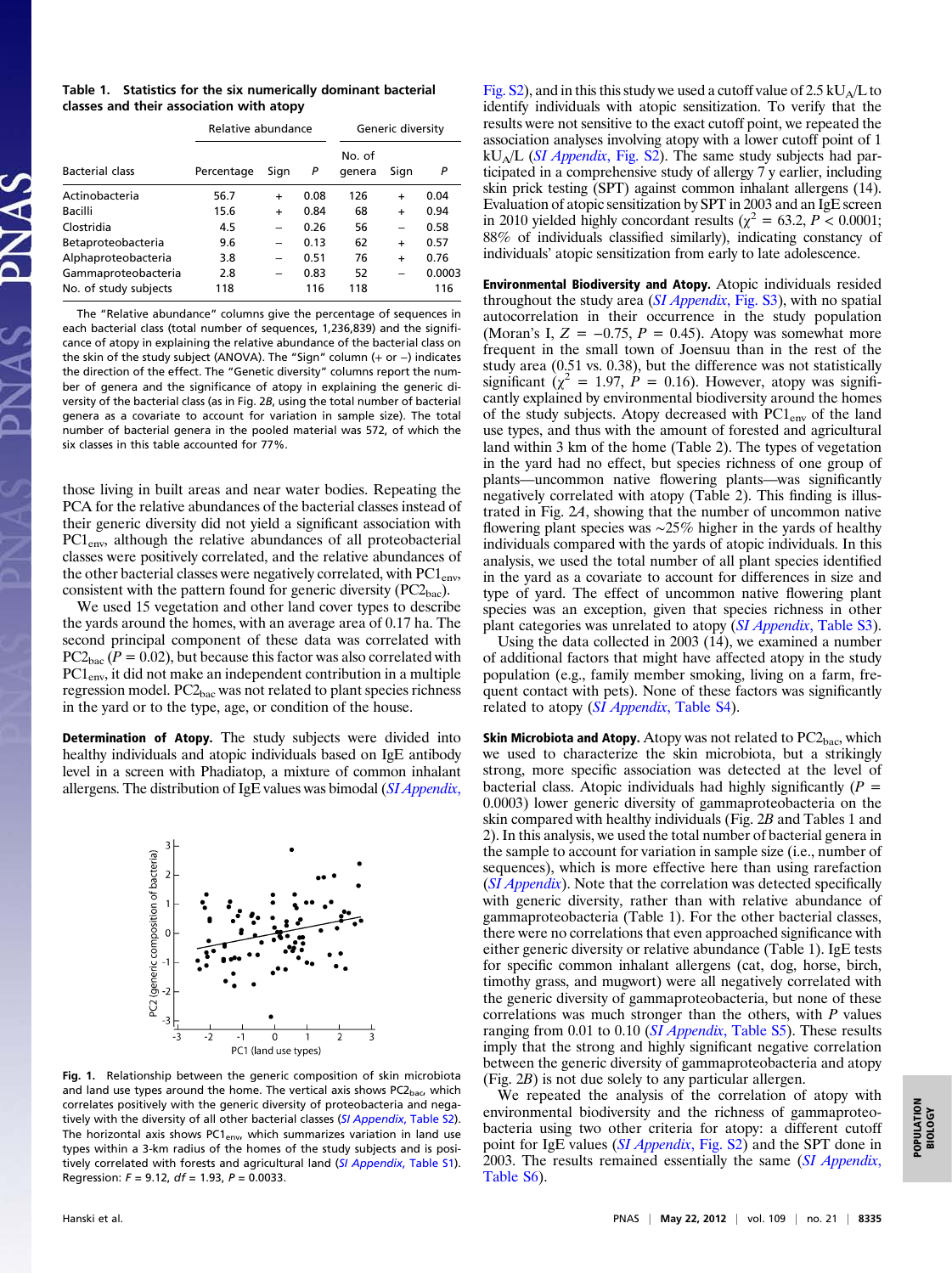**Table 1. Statistics for the six numerically dominant bacterial classes and their association with atopy**

| | Relative abundance | | | Generic diversity | | |
|---|---|---|---|---|---|---|
| Bacterial class | Percentage | Sign | *P* | No. of genera | Sign | *P* |
| Actinobacteria | 56.7 | + | 0.08 | 126 | + | 0.04 |
| Bacilli | 15.6 | + | 0.84 | 68 | + | 0.94 |
| Clostridia | 4.5 | – | 0.26 | 56 | – | 0.58 |
| Betaproteobacteria | 9.6 | – | 0.13 | 62 | + | 0.57 |
| Alphaproteobacteria | 3.8 | – | 0.51 | 76 | + | 0.76 |
| Gammaproteobacteria | 2.8 | – | 0.83 | 52 | – | 0.0003 |
| No. of study subjects | 118 | | 116 | 118 | | 116 |

The "Relative abundance" columns give the percentage of sequences in each bacterial class (total number of sequences, 1,236,839) and the significance of atopy in explaining the relative abundance of the bacterial class on the skin of the study subject (ANOVA). The "Sign" column (+ or –) indicates the direction of the effect. The "Genetic diversity" columns report the number of genera and the significance of atopy in explaining the generic diversity of the bacterial class (as in Fig. 2*B*, using the total number of bacterial genera as a covariate to account for variation in sample size). The total number of bacterial genera in the pooled material was 572, of which the six classes in this table accounted for 77%.

those living in built areas and near water bodies. Repeating the PCA for the relative abundances of the bacterial classes instead of their generic diversity did not yield a significant association with $PC1_{env}$, although the relative abundances of all proteobacterial classes were positively correlated, and the relative abundances of the other bacterial classes were negatively correlated, with $PC1_{env}$, consistent with the pattern found for generic diversity ($PC2_{bac}$).

We used 15 vegetation and other land cover types to describe the yards around the homes, with an average area of 0.17 ha. The second principal component of these data was correlated with $PC2_{bac}$ ($P = 0.02$), but because this factor was also correlated with $PC1_{env}$, it did not make an independent contribution in a multiple regression model. $PC2_{bac}$ was not related to plant species richness in the yard or to the type, age, or condition of the house.

**Determination of Atopy.** The study subjects were divided into healthy individuals and atopic individuals based on IgE antibody level in a screen with Phadiatop, a mixture of common inhalant allergens. The distribution of IgE values was bimodal (*SI Appendix*, Fig. S2), and in this this study we used a cutoff value of 2.5 $kU_A/L$ to identify individuals with atopic sensitization. To verify that the results were not sensitive to the exact cutoff point, we repeated the association analyses involving atopy with a lower cutoff point of 1 $kU_A/L$ (*SI Appendix*, Fig. S2). The same study subjects had participated in a comprehensive study of allergy 7 y earlier, including skin prick testing (SPT) against common inhalant allergens (14). Evaluation of atopic sensitization by SPT in 2003 and an IgE screen in 2010 yielded highly concordant results ($\chi^2 = 63.2$, $P < 0.0001$; 88% of individuals classified similarly), indicating constancy of individuals' atopic sensitization from early to late adolescence.

Fig. 1. Relationship between the generic composition of skin microbiota and land use types around the home. The vertical axis shows $PC2_{bac}$, which correlates positively with the generic diversity of proteobacteria and negatively with the diversity of all other bacterial classes (*SI Appendix*, Table S2). The horizontal axis shows $PC1_{env}$, which summarizes variation in land use types within a 3-km radius of the homes of the study subjects and is positively correlated with forests and agricultural land (*SI Appendix*, Table S1). Regression: $F = 9.12$, $df = 1.93$, $P = 0.0033$.

**Environmental Biodiversity and Atopy.** Atopic individuals resided throughout the study area (*SI Appendix*, Fig. S3), with no spatial autocorrelation in their occurrence in the study population (Moran's I, $Z = -0.75$, $P = 0.45$). Atopy was somewhat more frequent in the small town of Joensuu than in the rest of the study area (0.51 vs. 0.38), but the difference was not statistically significant ($\chi^2 = 1.97$, $P = 0.16$). However, atopy was significantly explained by environmental biodiversity around the homes of the study subjects. Atopy decreased with $PC1_{env}$ of the land use types, and thus with the amount of forested and agricultural land within 3 km of the home (Table 2). The types of vegetation in the yard had no effect, but species richness of one group of plants—uncommon native flowering plants—was significantly negatively correlated with atopy (Table 2). This finding is illustrated in Fig. 2*A*, showing that the number of uncommon native flowering plant species was ~25% higher in the yards of healthy individuals compared with the yards of atopic individuals. In this analysis, we used the total number of all plant species identified in the yard as a covariate to account for differences in size and type of yard. The effect of uncommon native flowering plant species was an exception, given that species richness in other plant categories was unrelated to atopy (*SI Appendix*, Table S3).

Using the data collected in 2003 (14), we examined a number of additional factors that might have affected atopy in the study population (e.g., family member smoking, living on a farm, frequent contact with pets). None of these factors was significantly related to atopy (*SI Appendix*, Table S4).

**Skin Microbiota and Atopy.** Atopy was not related to $PC2_{bac}$, which we used to characterize the skin microbiota, but a strikingly strong, more specific association was detected at the level of bacterial class. Atopic individuals had highly significantly ($P = 0.0003$) lower generic diversity of gammaproteobacteria on the skin compared with healthy individuals (Fig. 2*B* and Tables 1 and 2). In this analysis, we used the total number of bacterial genera in the sample to account for variation in sample size (i.e., number of sequences), which is more effective here than using rarefaction (*SI Appendix*). Note that the correlation was detected specifically with generic diversity, rather than with relative abundance of gammaproteobacteria (Table 1). For the other bacterial classes, there were no correlations that even approached significance with either generic diversity or relative abundance (Table 1). IgE tests for specific common inhalant allergens (cat, dog, horse, birch, timothy grass, and mugwort) were all negatively correlated with the generic diversity of gammaproteobacteria, but none of these correlations was much stronger than the others, with *P* values ranging from 0.01 to 0.10 (*SI Appendix*, Table S5). These results imply that the strong and highly significant negative correlation between the generic diversity of gammaproteobacteria and atopy (Fig. 2*B*) is not due solely to any particular allergen.

We repeated the analysis of the correlation of atopy with environmental biodiversity and the richness of gammaproteobacteria using two other criteria for atopy: a different cutoff point for IgE values (*SI Appendix*, Fig. S2) and the SPT done in 2003. The results remained essentially the same (*SI Appendix*, Table S6).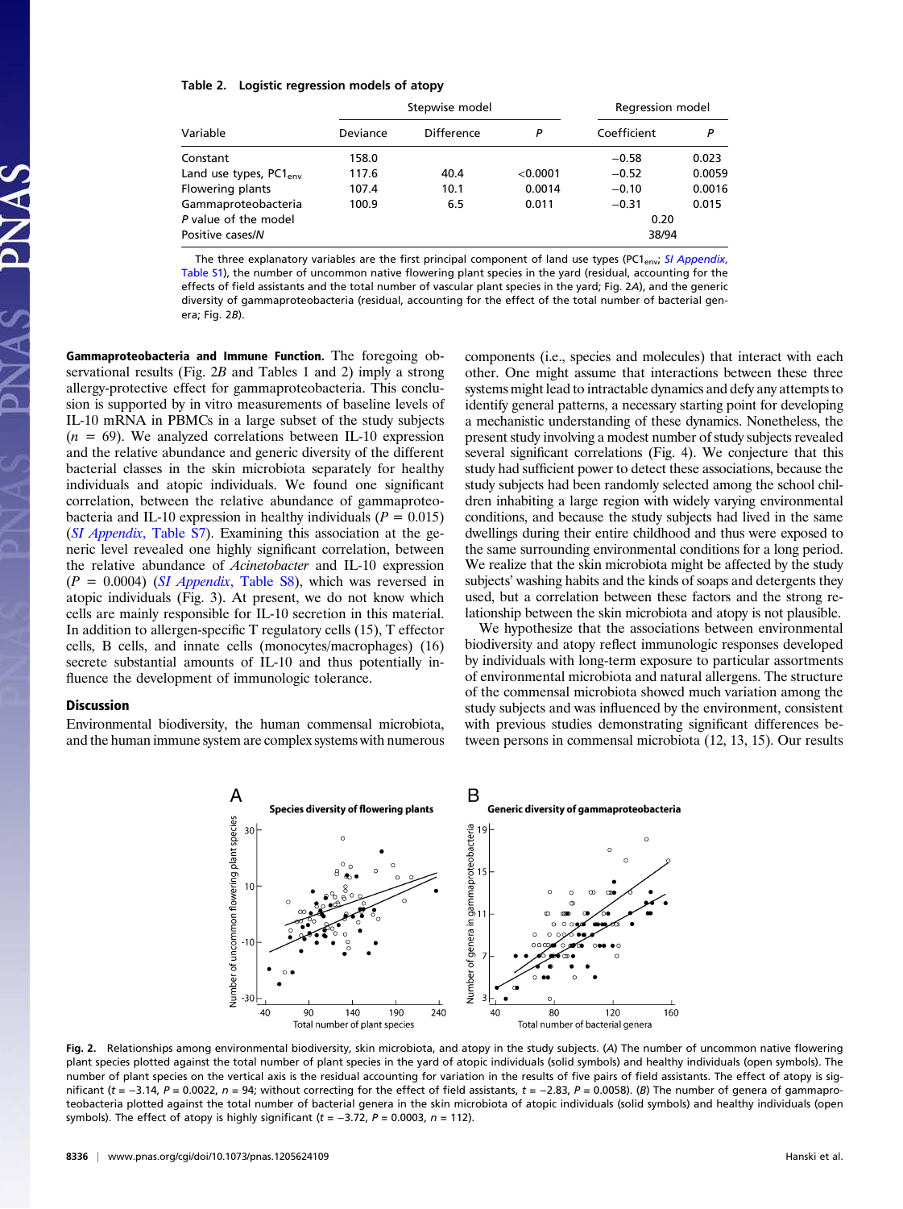**Table 2. Logistic regression models of atopy**

| Variable | Stepwise model | | | Regression model | |
|---|---|---|---|---|---|
| | Deviance | Difference | $P$ | Coefficient | $P$ |
| Constant | 158.0 | | | −0.58 | 0.023 |
| Land use types, $PC1_{env}$ | 117.6 | 40.4 | <0.0001 | −0.52 | 0.0059 |
| Flowering plants | 107.4 | 10.1 | 0.0014 | −0.10 | 0.0016 |
| Gammaproteobacteria | 100.9 | 6.5 | 0.011 | −0.31 | 0.015 |
| $P$ value of the model | | | | 0.20 | |
| Positive cases/$N$ | | | | 38/94 | |

The three explanatory variables are the first principal component of land use types ($PC1_{env}$; *SI Appendix*, Table S1), the number of uncommon native flowering plant species in the yard (residual, accounting for the effects of field assistants and the total number of vascular plant species in the yard; Fig. 2*A*), and the generic diversity of gammaproteobacteria (residual, accounting for the effect of the total number of bacterial genera; Fig. 2*B*).

**Gammaproteobacteria and Immune Function.** The foregoing observational results (Fig. 2*B* and Tables 1 and 2) imply a strong allergy-protective effect for gammaproteobacteria. This conclusion is supported by in vitro measurements of baseline levels of IL-10 mRNA in PBMCs in a large subset of the study subjects ($n$ = 69). We analyzed correlations between IL-10 expression and the relative abundance and generic diversity of the different bacterial classes in the skin microbiota separately for healthy individuals and atopic individuals. We found one significant correlation, between the relative abundance of gammaproteobacteria and IL-10 expression in healthy individuals ($P$ = 0.015) (*SI Appendix*, Table S7). Examining this association at the generic level revealed one highly significant correlation, between the relative abundance of *Acinetobacter* and IL-10 expression ($P$ = 0.0004) (*SI Appendix*, Table S8), which was reversed in atopic individuals (Fig. 3). At present, we do not know which cells are mainly responsible for IL-10 secretion in this material. In addition to allergen-specific T regulatory cells (15), T effector cells, B cells, and innate cells (monocytes/macrophages) (16) secrete substantial amounts of IL-10 and thus potentially influence the development of immunologic tolerance.

## Discussion

Environmental biodiversity, the human commensal microbiota, and the human immune system are complex systems with numerous components (i.e., species and molecules) that interact with each other. One might assume that interactions between these three systems might lead to intractable dynamics and defy any attempts to identify general patterns, a necessary starting point for developing a mechanistic understanding of these dynamics. Nonetheless, the present study involving a modest number of study subjects revealed several significant correlations (Fig. 4). We conjecture that this study had sufficient power to detect these associations, because the study subjects had been randomly selected among the school children inhabiting a large region with widely varying environmental conditions, and because the study subjects had lived in the same dwellings during their entire childhood and thus were exposed to the same surrounding environmental conditions for a long period. We realize that the skin microbiota might be affected by the study subjects' washing habits and the kinds of soaps and detergents they used, but a correlation between these factors and the strong relationship between the skin microbiota and atopy is not plausible.

We hypothesize that the associations between environmental biodiversity and atopy reflect immunologic responses developed by individuals with long-term exposure to particular assortments of environmental microbiota and natural allergens. The structure of the commensal microbiota showed much variation among the study subjects and was influenced by the environment, consistent with previous studies demonstrating significant differences between persons in commensal microbiota (12, 13, 15). Our results

Fig. 2. Relationships among environmental biodiversity, skin microbiota, and atopy in the study subjects. (*A*) The number of uncommon native flowering plant species plotted against the total number of plant species in the yard of atopic individuals (solid symbols) and healthy individuals (open symbols). The number of plant species on the vertical axis is the residual accounting for variation in the results of five pairs of field assistants. The effect of atopy is significant ($t$ = −3.14, $P$ = 0.0022, $n$ = 94; without correcting for the effect of field assistants, $t$ = −2.83, $P$ = 0.0058). (*B*) The number of genera of gammaproteobacteria plotted against the total number of bacterial genera in the skin microbiota of atopic individuals (solid symbols) and healthy individuals (open symbols). The effect of atopy is highly significant ($t$ = −3.72, $P$ = 0.0003, $n$ = 112).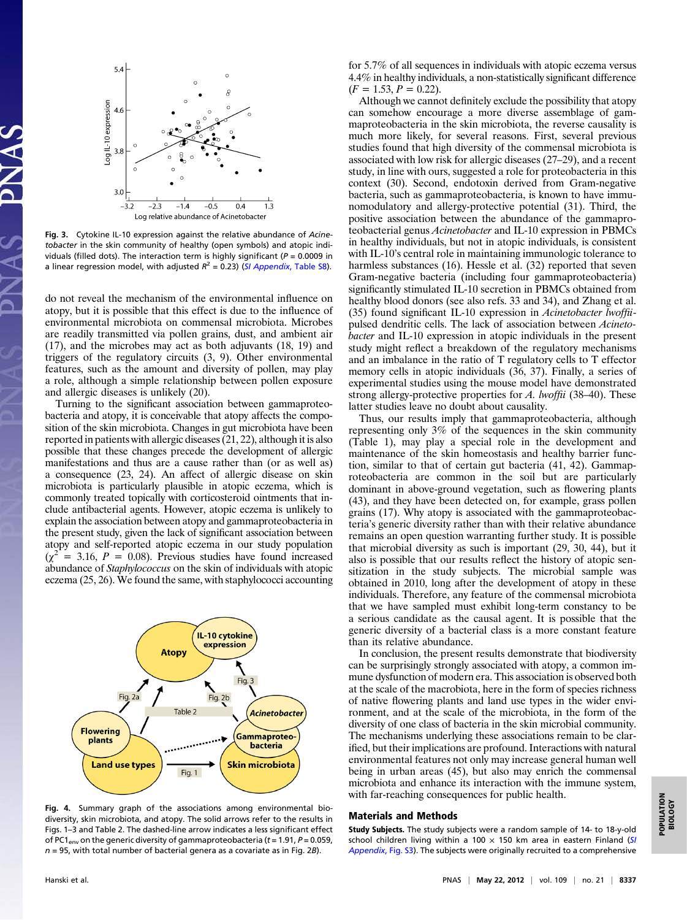Fig. 3. Cytokine IL-10 expression against the relative abundance of *Acinetobacter* in the skin community of healthy (open symbols) and atopic individuals (filled dots). The interaction term is highly significant ($P = 0.0009$ in a linear regression model, with adjusted $R^2 = 0.23$) (*SI Appendix*, Table S8).

do not reveal the mechanism of the environmental influence on atopy, but it is possible that this effect is due to the influence of environmental microbiota on commensal microbiota. Microbes are readily transmitted via pollen grains, dust, and ambient air (17), and the microbes may act as both adjuvants (18, 19) and triggers of the regulatory circuits (3, 9). Other environmental features, such as the amount and diversity of pollen, may play a role, although a simple relationship between pollen exposure and allergic diseases is unlikely (20).

Turning to the significant association between gammaproteobacteria and atopy, it is conceivable that atopy affects the composition of the skin microbiota. Changes in gut microbiota have been reported in patients with allergic diseases (21, 22), although it is also possible that these changes precede the development of allergic manifestations and thus are a cause rather than (or as well as) a consequence (23, 24). An affect of allergic disease on skin microbiota is particularly plausible in atopic eczema, which is commonly treated topically with corticosteroid ointments that include antibacterial agents. However, atopic eczema is unlikely to explain the association between atopy and gammaproteobacteria in the present study, given the lack of significant association between atopy and self-reported atopic eczema in our study population ($\chi^2 = 3.16$, $P = 0.08$). Previous studies have found increased abundance of *Staphylococcus* on the skin of individuals with atopic eczema (25, 26). We found the same, with staphylococci accounting for 5.7% of all sequences in individuals with atopic eczema versus 4.4% in healthy individuals, a non-statistically significant difference ($F = 1.53$, $P = 0.22$).

Although we cannot definitely exclude the possibility that atopy can somehow encourage a more diverse assemblage of gammaproteobacteria in the skin microbiota, the reverse causality is much more likely, for several reasons. First, several previous studies found that high diversity of the commensal microbiota is associated with low risk for allergic diseases (27–29), and a recent study, in line with ours, suggested a role for proteobacteria in this context (30). Second, endotoxin derived from Gram-negative bacteria, such as gammaproteobacteria, is known to have immunomodulatory and allergy-protective potential (31). Third, the positive association between the abundance of the gammaproteobacterial genus *Acinetobacter* and IL-10 expression in PBMCs in healthy individuals, but not in atopic individuals, is consistent with IL-10's central role in maintaining immunologic tolerance to harmless substances (16). Hessle et al. (32) reported that seven Gram-negative bacteria (including four gammaproteobacteria) significantly stimulated IL-10 secretion in PBMCs obtained from healthy blood donors (see also refs. 33 and 34), and Zhang et al. (35) found significant IL-10 expression in *Acinetobacter lwoffii*-pulsed dendritic cells. The lack of association between *Acinetobacter* and IL-10 expression in atopic individuals in the present study might reflect a breakdown of the regulatory mechanisms and an imbalance in the ratio of T regulatory cells to T effector memory cells in atopic individuals (36, 37). Finally, a series of experimental studies using the mouse model have demonstrated strong allergy-protective properties for *A. lwoffii* (38–40). These latter studies leave no doubt about causality.

Thus, our results imply that gammaproteobacteria, although representing only 3% of the sequences in the skin community (Table 1), may play a special role in the development and maintenance of the skin homeostasis and healthy barrier function, similar to that of certain gut bacteria (41, 42). Gammaproteobacteria are common in the soil but are particularly dominant in above-ground vegetation, such as flowering plants (43), and they have been detected on, for example, grass pollen grains (17). Why atopy is associated with the gammaproteobacteria's generic diversity rather than with their relative abundance remains an open question warranting further study. It is possible that microbial diversity as such is important (29, 30, 44), but it also is possible that our results reflect the history of atopic sensitization in the study subjects. The microbial sample was obtained in 2010, long after the development of atopy in these individuals. Therefore, any feature of the commensal microbiota that we have sampled must exhibit long-term constancy to be a serious candidate as the causal agent. It is possible that the generic diversity of a bacterial class is a more constant feature than its relative abundance.

In conclusion, the present results demonstrate that biodiversity can be surprisingly strongly associated with atopy, a common immune dysfunction of modern era. This association is observed both at the scale of the macrobiota, here in the form of species richness of native flowering plants and land use types in the wider environment, and at the scale of the microbiota, in the form of the diversity of one class of bacteria in the skin microbial community. The mechanisms underlying these associations remain to be clarified, but their implications are profound. Interactions with natural environmental features not only may increase general human well being in urban areas (45), but also may enrich the commensal microbiota and enhance its interaction with the immune system, with far-reaching consequences for public health.

Fig. 4. Summary graph of the associations among environmental biodiversity, skin microbiota, and atopy. The solid arrows refer to the results in Figs. 1–3 and Table 2. The dashed-line arrow indicates a less significant effect of $PC1_{env}$ on the generic diversity of gammaproteobacteria ($t = 1.91$, $P = 0.059$, $n = 95$, with total number of bacterial genera as a covariate as in Fig. 2*B*).

## Materials and Methods

**Study Subjects.** The study subjects were a random sample of 14- to 18-y-old school children living within a 100 × 150 km area in eastern Finland (*SI Appendix*, Fig. S3). The subjects were originally recruited to a comprehensive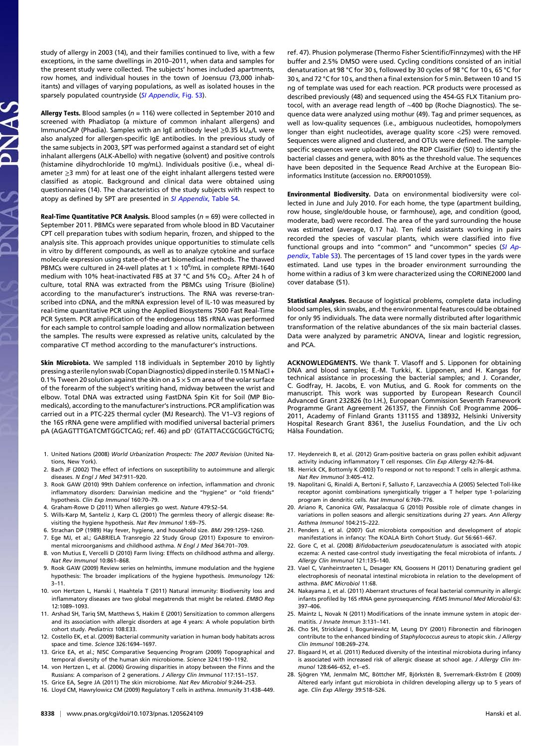study of allergy in 2003 (14), and their families continued to live, with a few exceptions, in the same dwellings in 2010–2011, when data and samples for the present study were collected. The subjects' homes included apartments, row homes, and individual houses in the town of Joensuu (73,000 inhabitants) and villages of varying populations, as well as isolated houses in the sparsely populated countryside (*SI Appendix*, Fig. S3).

**Allergy Tests.** Blood samples ($n$ = 116) were collected in September 2010 and screened with Phadiatop (a mixture of common inhalant allergens) and ImmunoCAP (Phadia). Samples with an IgE antibody level ≥0.35 $kU_A$/L were also analyzed for allergen-specific IgE antibodies. In the previous study of the same subjects in 2003, SPT was performed against a standard set of eight inhalant allergens (ALK-Abello) with negative (solvent) and positive controls (histamine dihydrochloride 10 mg/mL). Individuals positive (i.e., wheal diameter ≥3 mm) for at least one of the eight inhalant allergens tested were classified as atopic. Background and clinical data were obtained using questionnaires (14). The characteristics of the study subjects with respect to atopy as defined by SPT are presented in *SI Appendix*, Table S4.

**Real-Time Quantitative PCR Analysis.** Blood samples ($n$ = 69) were collected in September 2011. PBMCs were separated from whole blood in BD Vacutainer CPT cell preparation tubes with sodium heparin, frozen, and shipped to the analysis site. This approach provides unique opportunities to stimulate cells in vitro by different compounds, as well as to analyze cytokine and surface molecule expression using state-of-the-art biomedical methods. The thawed PBMCs were cultured in 24-well plates at $1 \times 10^6$/mL in complete RPMI-1640 medium with 10% heat-inactivated FBS at 37 °C and 5% $CO_2$. After 24 h of culture, total RNA was extracted from the PBMCs using Trisure (Bioline) according to the manufacturer's instructions. The RNA was reverse-transcribed into cDNA, and the mRNA expression level of IL-10 was measured by real-time quantitative PCR using the Applied Biosystems 7500 Fast Real-Time PCR System. PCR amplification of the endogenous 18S rRNA was performed for each sample to control sample loading and allow normalization between the samples. The results were expressed as relative units, calculated by the comparative CT method according to the manufacturer's instructions.

**Skin Microbiota.** We sampled 118 individuals in September 2010 by lightly pressing a sterile nylon swab (Copan Diagnostics) dipped in sterile 0.15 M NaCl + 0.1% Tween 20 solution against the skin on a 5 × 5 cm area of the volar surface of the forearm of the subject's writing hand, midway between the wrist and elbow. Total DNA was extracted using FastDNA Spin Kit for Soil (MP Biomedicals), according to the manufacturer's instructions. PCR amplification was carried out in a PTC-225 thermal cycler (MJ Research). The V1–V3 regions of the 16S rRNA gene were amplified with modified universal bacterial primers pA (AGAGTTTGATCMTGGCTCAG; ref. 46) and pD′ (GTATTACCGCGGCTGCTG; ref. 47). Phusion polymerase (Thermo Fisher Scientific/Finnzymes) with the HF buffer and 2.5% DMSO were used. Cycling conditions consisted of an initial denaturation at 98 °C for 30 s, followed by 30 cycles of 98 °C for 10 s, 65 °C for 30 s, and 72 °C for 10 s, and then a final extension for 5 min. Between 10 and 15 ng of template was used for each reaction. PCR products were processed as described previously (48) and sequenced using the 454-GS FLX Titanium protocol, with an average read length of ∼400 bp (Roche Diagnostics). The sequence data were analyzed using mothur (49). Tag and primer sequences, as well as low-quality sequences (i.e., ambiguous nucleotides, homopolymers longer than eight nucleotides, average quality score <25) were removed. Sequences were aligned and clustered, and OTUs were defined. The sample-specific sequences were uploaded into the RDP Classifier (50) to identify the bacterial classes and genera, with 80% as the threshold value. The sequences have been deposited in the Sequence Read Archive at the European Bioinformatics Institute (accession no. ERP001059).

**Environmental Biodiversity.** Data on environmental biodiversity were collected in June and July 2010. For each home, the type (apartment building, row house, single/double house, or farmhouse), age, and condition (good, moderate, bad) were recorded. The area of the yard surrounding the house was estimated (average, 0.17 ha). Ten field assistants working in pairs recorded the species of vascular plants, which were classified into five functional groups and into "common" and "uncommon" species (*SI Appendix*, Table S3). The percentages of 15 land cover types in the yards were estimated. Land use types in the broader environment surrounding the home within a radius of 3 km were characterized using the CORINE2000 land cover database (51).

**Statistical Analyses.** Because of logistical problems, complete data including blood samples, skin swabs, and the environmental features could be obtained for only 95 individuals. The data were normally distributed after logarithmic transformation of the relative abundances of the six main bacterial classes. Data were analyzed by parametric ANOVA, linear and logistic regression, and PCA.

**ACKNOWLEDGMENTS.** We thank T. Vlasoff and S. Lipponen for obtaining DNA and blood samples; E.-M. Turkki, K. Lipponen, and H. Kangas for technical assistance in processing the bacterial samples; and J. Corander, C. Godfray, H. Jacobs, E. von Mutius, and G. Rook for comments on the manuscript. This work was supported by European Research Council Advanced Grant 232826 (to I.H.), European Commission Seventh Framework Programme Grant Agreement 261357, the Finnish CoE Programme 2006–2011, Academy of Finland Grants 131155 and 138932, Helsinki University Hospital Research Grant 8361, the Juselius Foundation, and the Liv och Hälsa Foundation.

1. United Nations (2008) *World Urbanization Prospects: The 2007 Revision* (United Nations, New York).
2. Bach JF (2002) The effect of infections on susceptibility to autoimmune and allergic diseases. *N Engl J Med* 347:911–920.
3. Rook GAW (2010) 99th Dahlem conference on infection, inflammation and chronic inflammatory disorders: Darwinian medicine and the "hygiene" or "old friends" hypothesis. *Clin Exp Immunol* 160:70–79.
4. Graham-Rowe D (2011) When allergies go west. *Nature* 479:S2–S4.
5. Wills-Karp M, Santeliz J, Karp CL (2001) The germless theory of allergic disease: Revisiting the hygiene hypothesis. *Nat Rev Immunol* 1:69–75.
6. Strachan DP (1989) Hay fever, hygiene, and household size. *BMJ* 299:1259–1260.
7. Ege MJ, et al.; GABRIELA Transregio 22 Study Group (2011) Exposure to environmental microorganisms and childhood asthma. *N Engl J Med* 364:701–709.
8. von Mutius E, Vercelli D (2010) Farm living: Effects on childhood asthma and allergy. *Nat Rev Immunol* 10:861–868.
9. Rook GAW (2009) Review series on helminths, immune modulation and the hygiene hypothesis: The broader implications of the hygiene hypothesis. *Immunology* 126: 3–11.
10. von Hertzen L, Hanski I, Haahtela T (2011) Natural immunity: Biodiversity loss and inflammatory diseases are two global megatrends that might be related. *EMBO Rep* 12:1089–1093.
11. Arshad SH, Tariq SM, Matthews S, Hakim E (2001) Sensitization to common allergens and its association with allergic disorders at age 4 years: A whole population birth cohort study. *Pediatrics* 108:E33.
12. Costello EK, et al. (2009) Bacterial community variation in human body habitats across space and time. *Science* 326:1694–1697.
13. Grice EA, et al.; NISC Comparative Sequencing Program (2009) Topographical and temporal diversity of the human skin microbiome. *Science* 324:1190–1192.
14. von Hertzen L, et al. (2006) Growing disparities in atopy between the Finns and the Russians: A comparison of 2 generations. *J Allergy Clin Immunol* 117:151–157.
15. Grice EA, Segre JA (2011) The skin microbiome. *Nat Rev Microbiol* 9:244–253.
16. Lloyd CM, Hawrylowicz CM (2009) Regulatory T cells in asthma. *Immunity* 31:438–449.
17. Heydenreich B, et al. (2012) Gram-positive bacteria on grass pollen exhibit adjuvant activity inducing inflammatory T cell responses. *Clin Exp Allergy* 42:76–84.
18. Herrick CK, Bottomly K (2003) To respond or not to respond: T cells in allergic asthma. *Nat Rev Immunol* 3:405–412.
19. Napolitani G, Rinaldi A, Bertoni F, Sallusto F, Lanzavecchia A (2005) Selected Toll-like receptor agonist combinations synergistically trigger a T helper type 1-polarizing program in dendritic cells. *Nat Immunol* 6:769–776.
20. Ariano R, Canonica GW, Passalacqua G (2010) Possible role of climate changes in variations in pollen seasons and allergic sensitizations during 27 years. *Ann Allergy Asthma Immunol* 104:215–222.
21. Penders J, et al. (2007) Gut microbiota composition and development of atopic manifestations in infancy: The KOALA Birth Cohort Study. *Gut* 56:661–667.
22. Gore C, et al. (2008) *Bifidobacterium pseudocatenulatum* is associated with atopic eczema: A nested case-control study investigating the fecal microbiota of infants. *J Allergy Clin Immunol* 121:135–140.
23. Vael C, Vanheirstraeten L, Desager KN, Goossens H (2011) Denaturing gradient gel electrophoresis of neonatal intestinal microbiota in relation to the development of asthma. *BMC Microbiol* 11:68.
24. Nakayama J, et al. (2011) Aberrant structures of fecal bacterial community in allergic infants profiled by 16S rRNA gene pyrosequencing. *FEMS Immunol Med Microbiol* 63: 397–406.
25. Maintz L, Novak N (2011) Modifications of the innate immune system in atopic dermatitis. *J Innate Immun* 3:131–141.
26. Cho SH, Strickland I, Boguniewicz M, Leung DY (2001) Fibronectin and fibrinogen contribute to the enhanced binding of *Staphylococcus aureus* to atopic skin. *J Allergy Clin Immunol* 108:269–274.
27. Bisgaard H, et al. (2011) Reduced diversity of the intestinal microbiota during infancy is associated with increased risk of allergic disease at school age. *J Allergy Clin Immunol* 128:646–652, e1–e5.
28. Sjögren YM, Jenmalm MC, Böttcher MF, Björkstén B, Sverremark-Ekström E (2009) Altered early infant gut microbiota in children developing allergy up to 5 years of age. *Clin Exp Allergy* 39:518–526.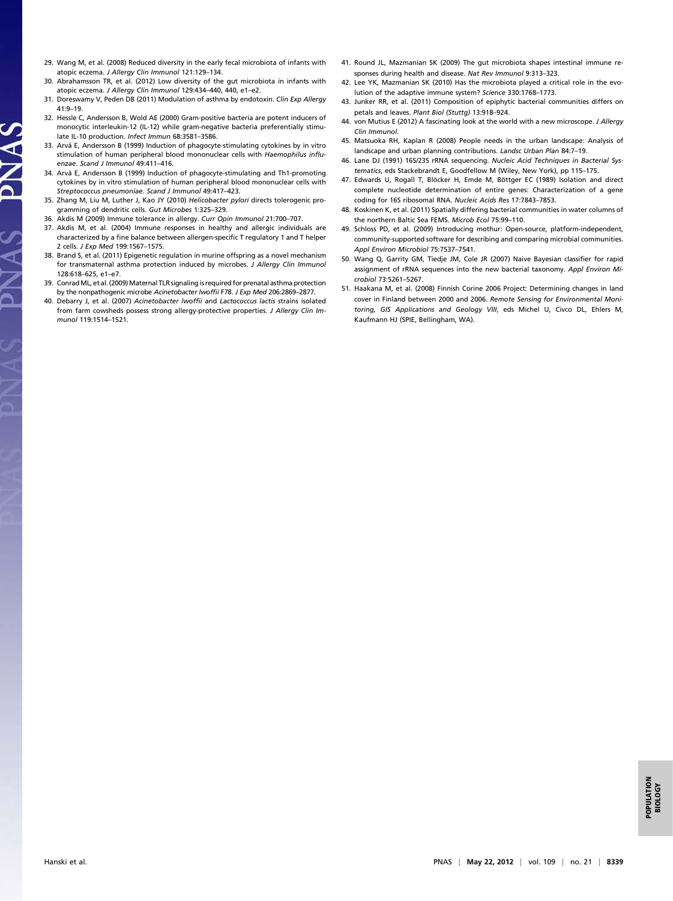29. Wang M, et al. (2008) Reduced diversity in the early fecal microbiota of infants with atopic eczema. *J Allergy Clin Immunol* 121:129–134.
30. Abrahamsson TR, et al. (2012) Low diversity of the gut microbiota in infants with atopic eczema. *J Allergy Clin Immunol* 129:434–440, 440, e1–e2.
31. Doreswamy V, Peden DB (2011) Modulation of asthma by endotoxin. *Clin Exp Allergy* 41:9–19.
32. Hessle C, Andersson B, Wold AE (2000) Gram-positive bacteria are potent inducers of monocytic interleukin-12 (IL-12) while gram-negative bacteria preferentially stimulate IL-10 production. *Infect Immun* 68:3581–3586.
33. Arvå E, Andersson B (1999) Induction of phagocyte-stimulating cytokines by in vitro stimulation of human peripheral blood mononuclear cells with *Haemophilus influenzae*. *Scand J Immunol* 49:411–416.
34. Arvå E, Andersson B (1999) Induction of phagocyte-stimulating and Th1-promoting cytokines by in vitro stimulation of human peripheral blood mononuclear cells with *Streptococcus pneumoniae*. *Scand J Immunol* 49:417–423.
35. Zhang M, Liu M, Luther J, Kao JY (2010) *Helicobacter pylori* directs tolerogenic programming of dendritic cells. *Gut Microbes* 1:325–329.
36. Akdis M (2009) Immune tolerance in allergy. *Curr Opin Immunol* 21:700–707.
37. Akdis M, et al. (2004) Immune responses in healthy and allergic individuals are characterized by a fine balance between allergen-specific T regulatory 1 and T helper 2 cells. *J Exp Med* 199:1567–1575.
38. Brand S, et al. (2011) Epigenetic regulation in murine offspring as a novel mechanism for transmaternal asthma protection induced by microbes. *J Allergy Clin Immunol* 128:618–625, e1–e7.
39. Conrad ML, et al. (2009) Maternal TLR signaling is required for prenatal asthma protection by the nonpathogenic microbe *Acinetobacter lwoffii* F78. *J Exp Med* 206:2869–2877.
40. Debarry J, et al. (2007) *Acinetobacter lwoffii* and *Lactococcus lactis* strains isolated from farm cowsheds possess strong allergy-protective properties. *J Allergy Clin Immunol* 119:1514–1521.
41. Round JL, Mazmanian SK (2009) The gut microbiota shapes intestinal immune responses during health and disease. *Nat Rev Immunol* 9:313–323.
42. Lee YK, Mazmanian SK (2010) Has the microbiota played a critical role in the evolution of the adaptive immune system? *Science* 330:1768–1773.
43. Junker RR, et al. (2011) Composition of epiphytic bacterial communities differs on petals and leaves. *Plant Biol (Stuttg)* 13:918–924.
44. von Mutius E (2012) A fascinating look at the world with a new microscope. *J Allergy Clin Immunol*.
45. Matsuoka RH, Kaplan R (2008) People needs in the urban landscape: Analysis of landscape and urban planning contributions. *Landsc Urban Plan* 84:7–19.
46. Lane DJ (1991) 16S/23S rRNA sequencing. *Nucleic Acid Techniques in Bacterial Systematics*, eds Stackebrandt E, Goodfellow M (Wiley, New York), pp 115–175.
47. Edwards U, Rogall T, Blöcker H, Emde M, Böttger EC (1989) Isolation and direct complete nucleotide determination of entire genes: Characterization of a gene coding for 16S ribosomal RNA. *Nucleic Acids Res* 17:7843–7853.
48. Koskinen K, et al. (2011) Spatially differing bacterial communities in water columns of the northern Baltic Sea FEMS. *Microb Ecol* 75:99–110.
49. Schloss PD, et al. (2009) Introducing mothur: Open-source, platform-independent, community-supported software for describing and comparing microbial communities. *Appl Environ Microbiol* 75:7537–7541.
50. Wang Q, Garrity GM, Tiedje JM, Cole JR (2007) Naive Bayesian classifier for rapid assignment of rRNA sequences into the new bacterial taxonomy. *Appl Environ Microbiol* 73:5261–5267.
51. Haakana M, et al. (2008) Finnish Corine 2006 Project: Determining changes in land cover in Finland between 2000 and 2006. *Remote Sensing for Environmental Monitoring, GIS Applications and Geology VIII*, eds Michel U, Civco DL, Ehlers M, Kaufmann HJ (SPIE, Bellingham, WA).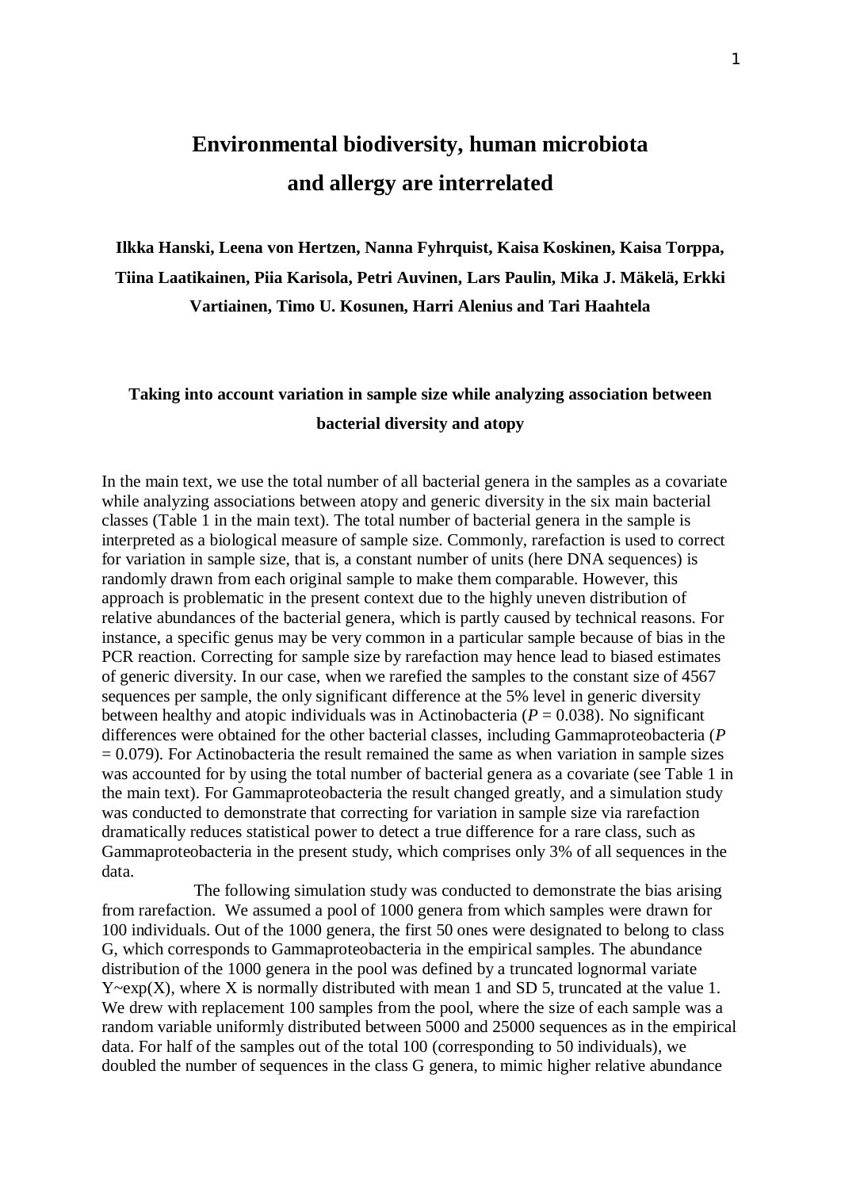# Environmental biodiversity, human microbiota and allergy are interrelated

**Ilkka Hanski, Leena von Hertzen, Nanna Fyhrquist, Kaisa Koskinen, Kaisa Torppa, Tiina Laatikainen, Piia Karisola, Petri Auvinen, Lars Paulin, Mika J. Mäkelä, Erkki Vartiainen, Timo U. Kosunen, Harri Alenius and Tari Haahtela**

## Taking into account variation in sample size while analyzing association between bacterial diversity and atopy

In the main text, we use the total number of all bacterial genera in the samples as a covariate while analyzing associations between atopy and generic diversity in the six main bacterial classes (Table 1 in the main text). The total number of bacterial genera in the sample is interpreted as a biological measure of sample size. Commonly, rarefaction is used to correct for variation in sample size, that is, a constant number of units (here DNA sequences) is randomly drawn from each original sample to make them comparable. However, this approach is problematic in the present context due to the highly uneven distribution of relative abundances of the bacterial genera, which is partly caused by technical reasons. For instance, a specific genus may be very common in a particular sample because of bias in the PCR reaction. Correcting for sample size by rarefaction may hence lead to biased estimates of generic diversity. In our case, when we rarefied the samples to the constant size of 4567 sequences per sample, the only significant difference at the 5% level in generic diversity between healthy and atopic individuals was in Actinobacteria ($P = 0.038$). No significant differences were obtained for the other bacterial classes, including Gammaproteobacteria ($P = 0.079$). For Actinobacteria the result remained the same as when variation in sample sizes was accounted for by using the total number of bacterial genera as a covariate (see Table 1 in the main text). For Gammaproteobacteria the result changed greatly, and a simulation study was conducted to demonstrate that correcting for variation in sample size via rarefaction dramatically reduces statistical power to detect a true difference for a rare class, such as Gammaproteobacteria in the present study, which comprises only 3% of all sequences in the data.

The following simulation study was conducted to demonstrate the bias arising from rarefaction. We assumed a pool of 1000 genera from which samples were drawn for 100 individuals. Out of the 1000 genera, the first 50 ones were designated to belong to class G, which corresponds to Gammaproteobacteria in the empirical samples. The abundance distribution of the 1000 genera in the pool was defined by a truncated lognormal variate $Y \sim \exp(X)$, where X is normally distributed with mean 1 and SD 5, truncated at the value 1. We drew with replacement 100 samples from the pool, where the size of each sample was a random variable uniformly distributed between 5000 and 25000 sequences as in the empirical data. For half of the samples out of the total 100 (corresponding to 50 individuals), we doubled the number of sequences in the class G genera, to mimic higher relative abundance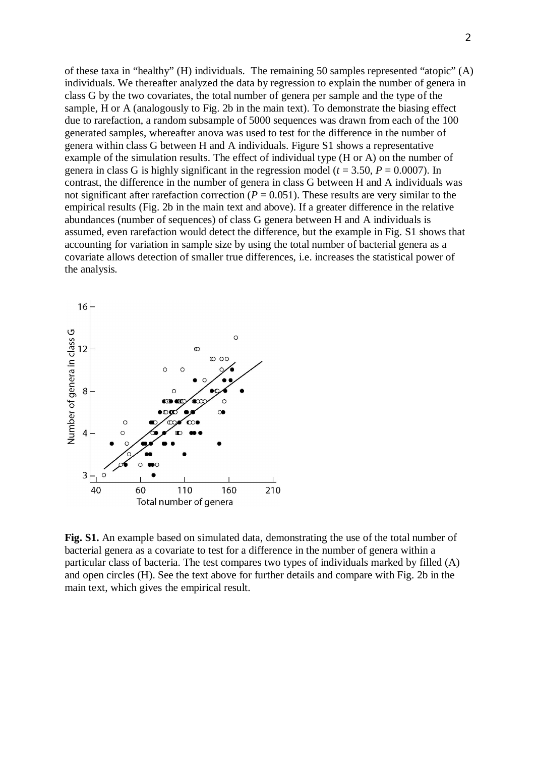of these taxa in "healthy" (H) individuals. The remaining 50 samples represented "atopic" (A) individuals. We thereafter analyzed the data by regression to explain the number of genera in class G by the two covariates, the total number of genera per sample and the type of the sample, H or A (analogously to Fig. 2b in the main text). To demonstrate the biasing effect due to rarefaction, a random subsample of 5000 sequences was drawn from each of the 100 generated samples, whereafter anova was used to test for the difference in the number of genera within class G between H and A individuals. Figure S1 shows a representative example of the simulation results. The effect of individual type (H or A) on the number of genera in class G is highly significant in the regression model ($t$ = 3.50, $P$ = 0.0007). In contrast, the difference in the number of genera in class G between H and A individuals was not significant after rarefaction correction ($P$ = 0.051). These results are very similar to the empirical results (Fig. 2b in the main text and above). If a greater difference in the relative abundances (number of sequences) of class G genera between H and A individuals is assumed, even rarefaction would detect the difference, but the example in Fig. S1 shows that accounting for variation in sample size by using the total number of bacterial genera as a covariate allows detection of smaller true differences, i.e. increases the statistical power of the analysis.

**Fig. S1.** An example based on simulated data, demonstrating the use of the total number of bacterial genera as a covariate to test for a difference in the number of genera within a particular class of bacteria. The test compares two types of individuals marked by filled (A) and open circles (H). See the text above for further details and compare with Fig. 2b in the main text, which gives the empirical result.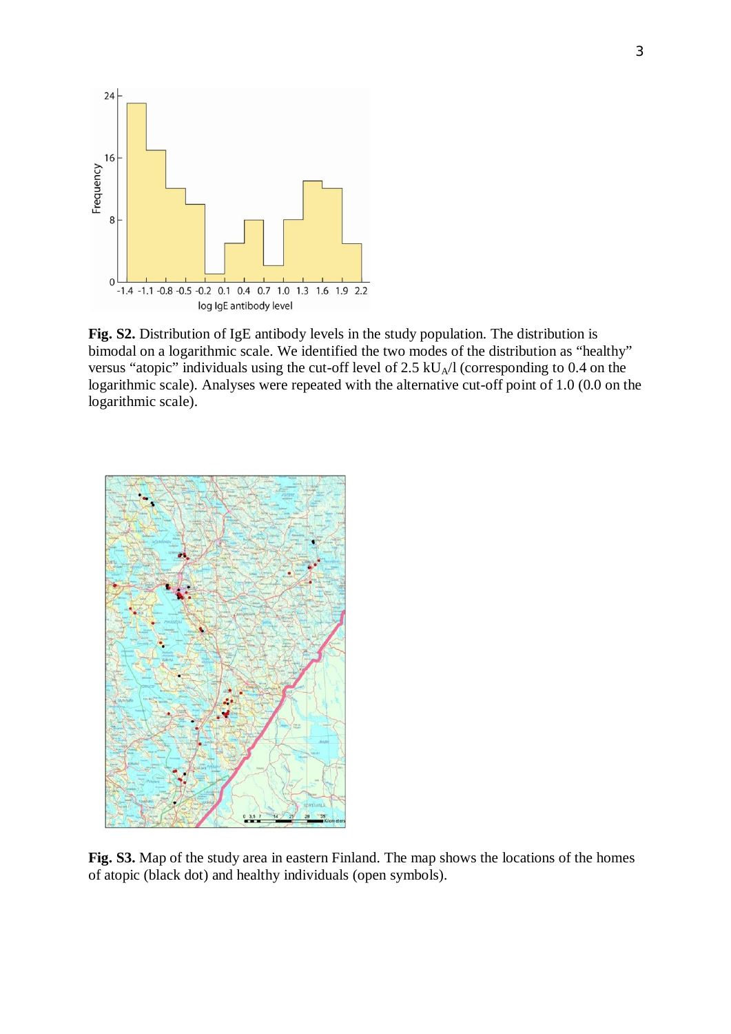**Fig. S2.** Distribution of IgE antibody levels in the study population. The distribution is bimodal on a logarithmic scale. We identified the two modes of the distribution as "healthy" versus "atopic" individuals using the cut-off level of 2.5 $kU_A/l$ (corresponding to 0.4 on the logarithmic scale). Analyses were repeated with the alternative cut-off point of 1.0 (0.0 on the logarithmic scale).

**Fig. S3.** Map of the study area in eastern Finland. The map shows the locations of the homes of atopic (black dot) and healthy individuals (open symbols).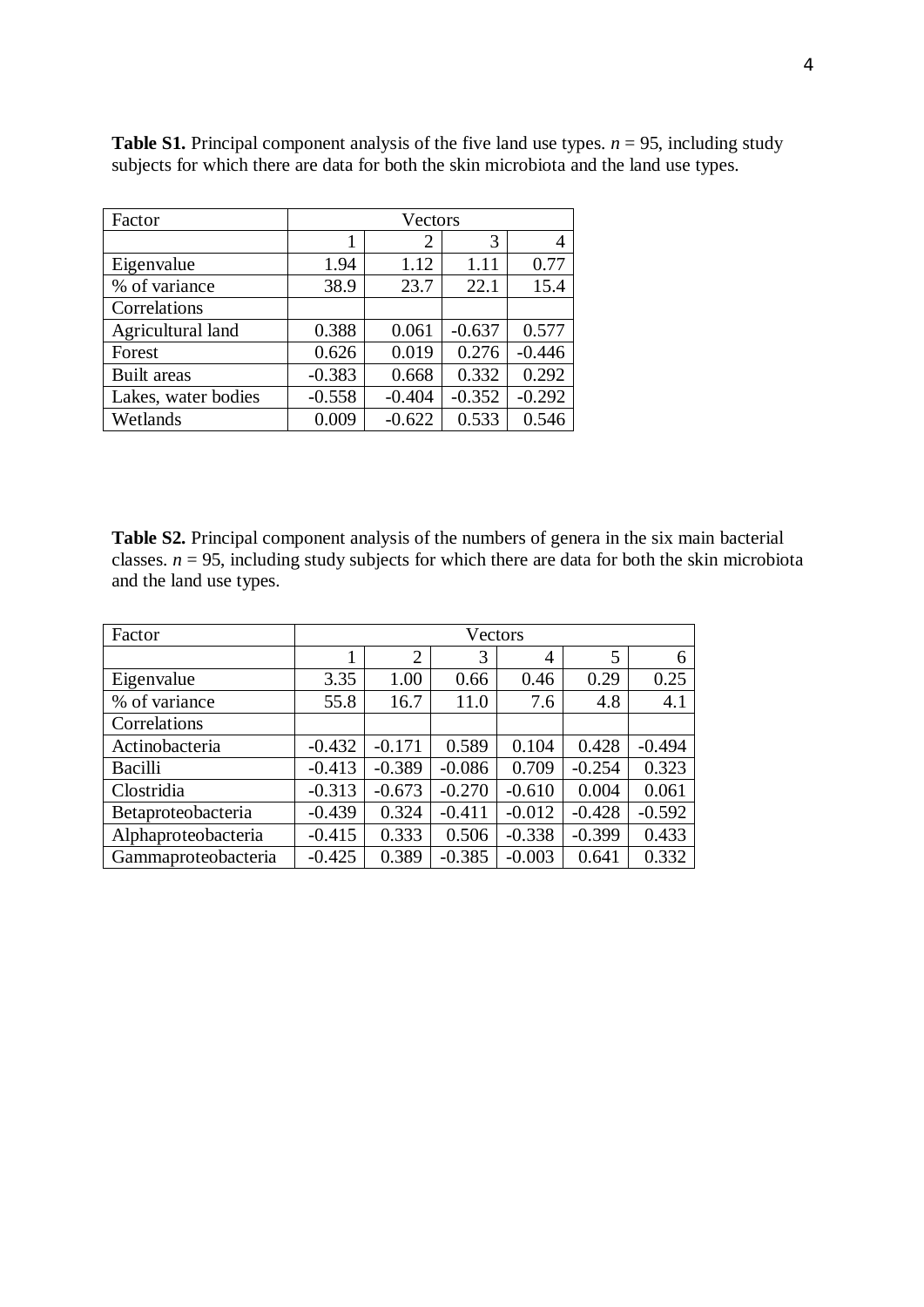**Table S1.** Principal component analysis of the five land use types. $n$ = 95, including study subjects for which there are data for both the skin microbiota and the land use types.

| Factor | Vectors | | | |
|---|---|---|---|---|
| | 1 | 2 | 3 | 4 |
| Eigenvalue | 1.94 | 1.12 | 1.11 | 0.77 |
| % of variance | 38.9 | 23.7 | 22.1 | 15.4 |
| Correlations | | | | |
| Agricultural land | 0.388 | 0.061 | -0.637 | 0.577 |
| Forest | 0.626 | 0.019 | 0.276 | -0.446 |
| Built areas | -0.383 | 0.668 | 0.332 | 0.292 |
| Lakes, water bodies | -0.558 | -0.404 | -0.352 | -0.292 |
| Wetlands | 0.009 | -0.622 | 0.533 | 0.546 |

**Table S2.** Principal component analysis of the numbers of genera in the six main bacterial classes. $n$ = 95, including study subjects for which there are data for both the skin microbiota and the land use types.

| Factor | Vectors | | | | | |
|---|---|---|---|---|---|---|
| | 1 | 2 | 3 | 4 | 5 | 6 |
| Eigenvalue | 3.35 | 1.00 | 0.66 | 0.46 | 0.29 | 0.25 |
| % of variance | 55.8 | 16.7 | 11.0 | 7.6 | 4.8 | 4.1 |
| Correlations | | | | | | |
| Actinobacteria | -0.432 | -0.171 | 0.589 | 0.104 | 0.428 | -0.494 |
| Bacilli | -0.413 | -0.389 | -0.086 | 0.709 | -0.254 | 0.323 |
| Clostridia | -0.313 | -0.673 | -0.270 | -0.610 | 0.004 | 0.061 |
| Betaproteobacteria | -0.439 | 0.324 | -0.411 | -0.012 | -0.428 | -0.592 |
| Alphaproteobacteria | -0.415 | 0.333 | 0.506 | -0.338 | -0.399 | 0.433 |
| Gammaproteobacteria | -0.425 | 0.389 | -0.385 | -0.003 | 0.641 | 0.332 |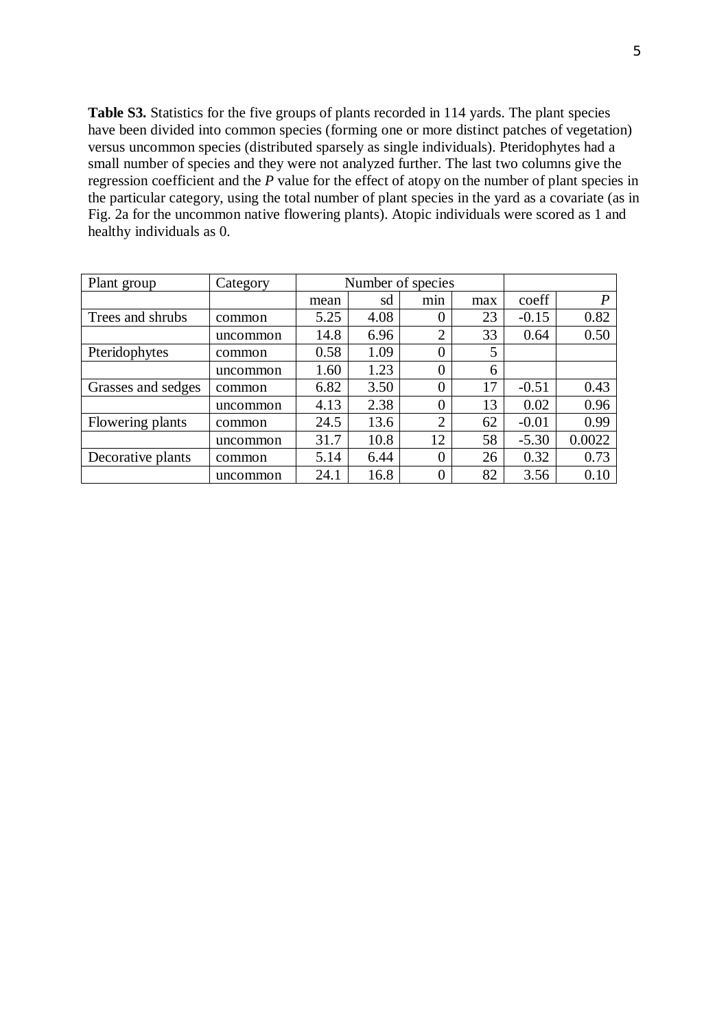**Table S3.** Statistics for the five groups of plants recorded in 114 yards. The plant species have been divided into common species (forming one or more distinct patches of vegetation) versus uncommon species (distributed sparsely as single individuals). Pteridophytes had a small number of species and they were not analyzed further. The last two columns give the regression coefficient and the *P* value for the effect of atopy on the number of plant species in the particular category, using the total number of plant species in the yard as a covariate (as in Fig. 2a for the uncommon native flowering plants). Atopic individuals were scored as 1 and healthy individuals as 0.

| Plant group | Category | Number of species | | | | | |
|---|---|---|---|---|---|---|---|
| | | mean | sd | min | max | coeff | *P* |
| Trees and shrubs | common | 5.25 | 4.08 | 0 | 23 | -0.15 | 0.82 |
| | uncommon | 14.8 | 6.96 | 2 | 33 | 0.64 | 0.50 |
| Pteridophytes | common | 0.58 | 1.09 | 0 | 5 | | |
| | uncommon | 1.60 | 1.23 | 0 | 6 | | |
| Grasses and sedges | common | 6.82 | 3.50 | 0 | 17 | -0.51 | 0.43 |
| | uncommon | 4.13 | 2.38 | 0 | 13 | 0.02 | 0.96 |
| Flowering plants | common | 24.5 | 13.6 | 2 | 62 | -0.01 | 0.99 |
| | uncommon | 31.7 | 10.8 | 12 | 58 | -5.30 | 0.0022 |
| Decorative plants | common | 5.14 | 6.44 | 0 | 26 | 0.32 | 0.73 |
| | uncommon | 24.1 | 16.8 | 0 | 82 | 3.56 | 0.10 |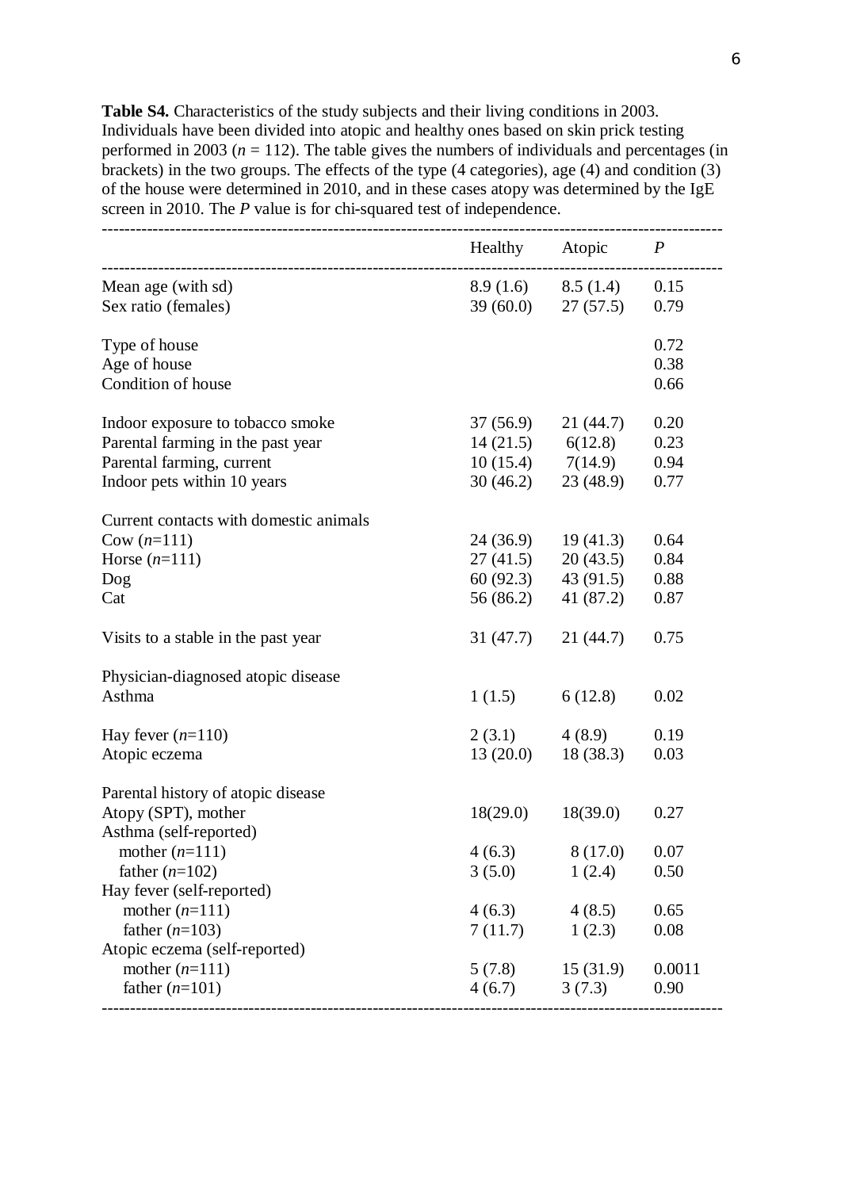**Table S4.** Characteristics of the study subjects and their living conditions in 2003. Individuals have been divided into atopic and healthy ones based on skin prick testing performed in 2003 ($n$ = 112). The table gives the numbers of individuals and percentages (in brackets) in the two groups. The effects of the type (4 categories), age (4) and condition (3) of the house were determined in 2010, and in these cases atopy was determined by the IgE screen in 2010. The *P* value is for chi-squared test of independence.

| | Healthy | Atopic | *P* |
|---|---|---|---|
| Mean age (with sd) | 8.9 (1.6) | 8.5 (1.4) | 0.15 |
| Sex ratio (females) | 39 (60.0) | 27 (57.5) | 0.79 |
| Type of house | | | 0.72 |
| Age of house | | | 0.38 |
| Condition of house | | | 0.66 |
| Indoor exposure to tobacco smoke | 37 (56.9) | 21 (44.7) | 0.20 |
| Parental farming in the past year | 14 (21.5) | 6(12.8) | 0.23 |
| Parental farming, current | 10 (15.4) | 7(14.9) | 0.94 |
| Indoor pets within 10 years | 30 (46.2) | 23 (48.9) | 0.77 |
| Current contacts with domestic animals | | | |
| Cow ($n$=111) | 24 (36.9) | 19 (41.3) | 0.64 |
| Horse ($n$=111) | 27 (41.5) | 20 (43.5) | 0.84 |
| Dog | 60 (92.3) | 43 (91.5) | 0.88 |
| Cat | 56 (86.2) | 41 (87.2) | 0.87 |
| Visits to a stable in the past year | 31 (47.7) | 21 (44.7) | 0.75 |
| Physician-diagnosed atopic disease | | | |
| Asthma | 1 (1.5) | 6 (12.8) | 0.02 |
| Hay fever ($n$=110) | 2 (3.1) | 4 (8.9) | 0.19 |
| Atopic eczema | 13 (20.0) | 18 (38.3) | 0.03 |
| Parental history of atopic disease | | | |
| Atopy (SPT), mother | 18(29.0) | 18(39.0) | 0.27 |
| Asthma (self-reported) | | | |
| mother ($n$=111) | 4 (6.3) | 8 (17.0) | 0.07 |
| father ($n$=102) | 3 (5.0) | 1 (2.4) | 0.50 |
| Hay fever (self-reported) | | | |
| mother ($n$=111) | 4 (6.3) | 4 (8.5) | 0.65 |
| father ($n$=103) | 7 (11.7) | 1 (2.3) | 0.08 |
| Atopic eczema (self-reported) | | | |
| mother ($n$=111) | 5 (7.8) | 15 (31.9) | 0.0011 |
| father ($n$=101) | 4 (6.7) | 3 (7.3) | 0.90 |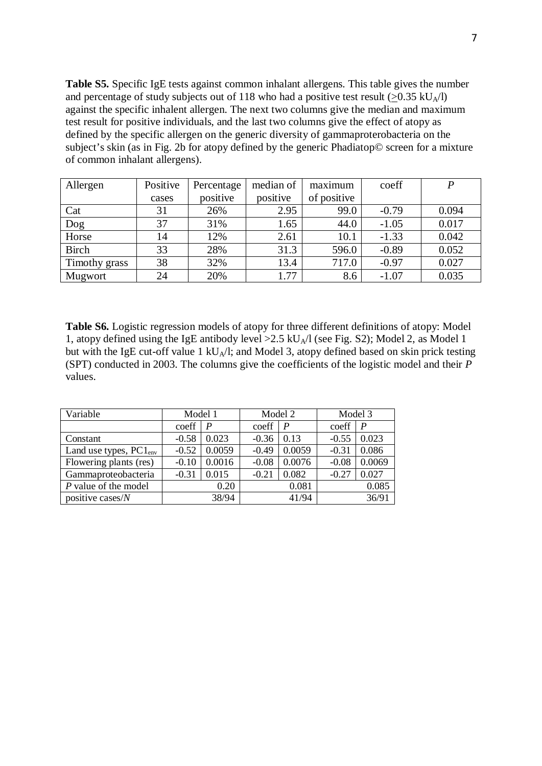**Table S5.** Specific IgE tests against common inhalant allergens. This table gives the number and percentage of study subjects out of 118 who had a positive test result ($\geq$0.35 $kU_A/l$) against the specific inhalent allergen. The next two columns give the median and maximum test result for positive individuals, and the last two columns give the effect of atopy as defined by the specific allergen on the generic diversity of gammaproterobacteria on the subject's skin (as in Fig. 2b for atopy defined by the generic Phadiatop© screen for a mixture of common inhalant allergens).

| Allergen | Positive cases | Percentage positive | median of positive | maximum of positive | coeff | *P* |
|---|---|---|---|---|---|---|
| Cat | 31 | 26% | 2.95 | 99.0 | -0.79 | 0.094 |
| Dog | 37 | 31% | 1.65 | 44.0 | -1.05 | 0.017 |
| Horse | 14 | 12% | 2.61 | 10.1 | -1.33 | 0.042 |
| Birch | 33 | 28% | 31.3 | 596.0 | -0.89 | 0.052 |
| Timothy grass | 38 | 32% | 13.4 | 717.0 | -0.97 | 0.027 |
| Mugwort | 24 | 20% | 1.77 | 8.6 | -1.07 | 0.035 |

**Table S6.** Logistic regression models of atopy for three different definitions of atopy: Model 1, atopy defined using the IgE antibody level >2.5 $kU_A/l$ (see Fig. S2); Model 2, as Model 1 but with the IgE cut-off value 1 $kU_A/l$; and Model 3, atopy defined based on skin prick testing (SPT) conducted in 2003. The columns give the coefficients of the logistic model and their *P* values.

| Variable | Model 1 | | Model 2 | | Model 3 | |
|---|---|---|---|---|---|---|
| | coeff | *P* | coeff | *P* | coeff | *P* |
| Constant | -0.58 | 0.023 | -0.36 | 0.13 | -0.55 | 0.023 |
| Land use types, $PC1_{env}$ | -0.52 | 0.0059 | -0.49 | 0.0059 | -0.31 | 0.086 |
| Flowering plants (res) | -0.10 | 0.0016 | -0.08 | 0.0076 | -0.08 | 0.0069 |
| Gammaproteobacteria | -0.31 | 0.015 | -0.21 | 0.082 | -0.27 | 0.027 |
| *P* value of the model | 0.20 | | 0.081 | | 0.085 | |
| positive cases/*N* | 38/94 | | 41/94 | | 36/91 | |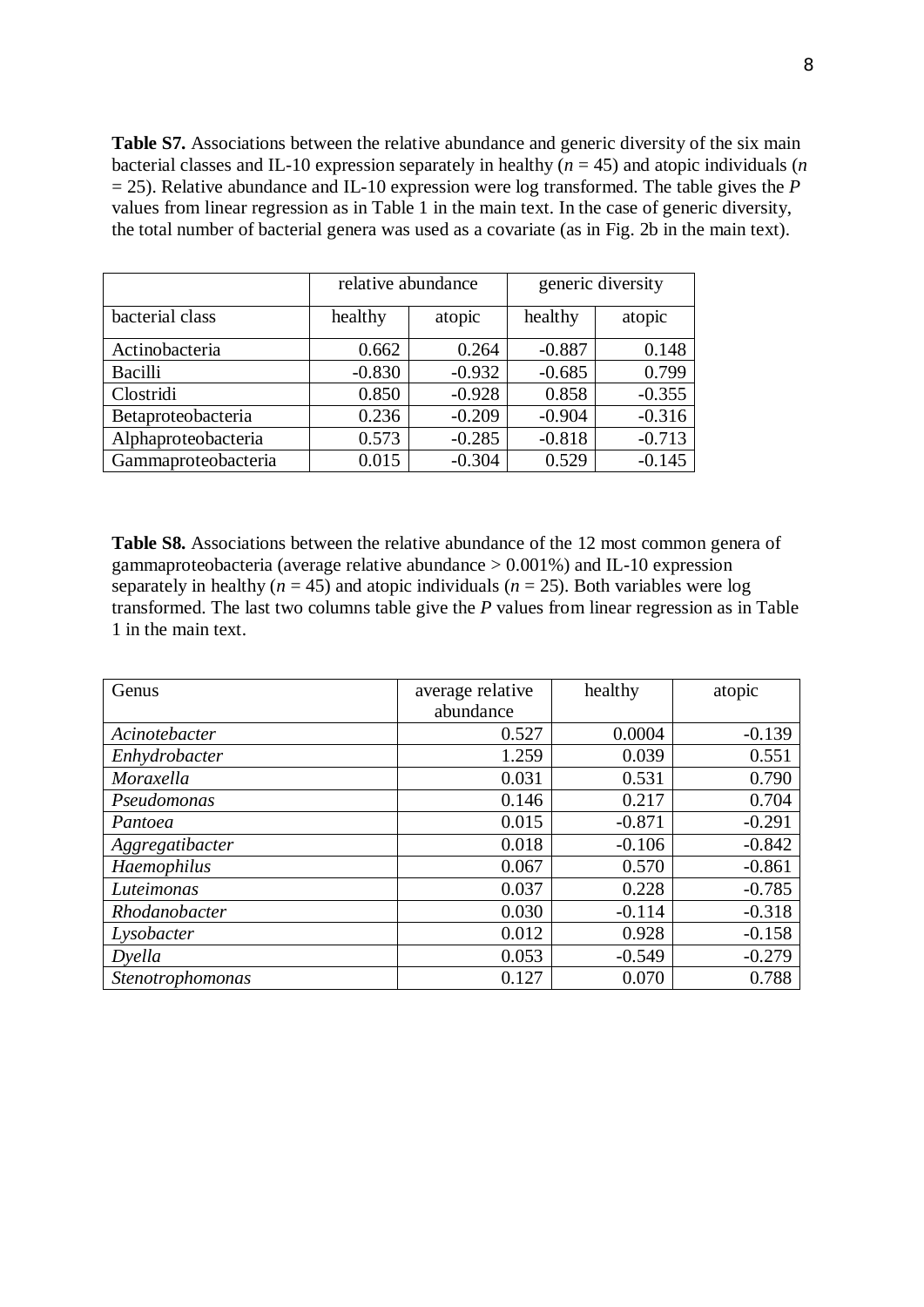**Table S7.** Associations between the relative abundance and generic diversity of the six main bacterial classes and IL-10 expression separately in healthy ($n$ = 45) and atopic individuals ($n$ = 25). Relative abundance and IL-10 expression were log transformed. The table gives the $P$ values from linear regression as in Table 1 in the main text. In the case of generic diversity, the total number of bacterial genera was used as a covariate (as in Fig. 2b in the main text).

| | relative abundance | | generic diversity | |
|---|---|---|---|---|
| bacterial class | healthy | atopic | healthy | atopic |
| Actinobacteria | 0.662 | 0.264 | -0.887 | 0.148 |
| Bacilli | -0.830 | -0.932 | -0.685 | 0.799 |
| Clostridi | 0.850 | -0.928 | 0.858 | -0.355 |
| Betaproteobacteria | 0.236 | -0.209 | -0.904 | -0.316 |
| Alphaproteobacteria | 0.573 | -0.285 | -0.818 | -0.713 |
| Gammaproteobacteria | 0.015 | -0.304 | 0.529 | -0.145 |

**Table S8.** Associations between the relative abundance of the 12 most common genera of gammaproteobacteria (average relative abundance > 0.001%) and IL-10 expression separately in healthy ($n$ = 45) and atopic individuals ($n$ = 25). Both variables were log transformed. The last two columns table give the $P$ values from linear regression as in Table 1 in the main text.

| Genus | average relative abundance | healthy | atopic |
|---|---|---|---|
| *Acinotebacter* | 0.527 | 0.0004 | -0.139 |
| *Enhydrobacter* | 1.259 | 0.039 | 0.551 |
| *Moraxella* | 0.031 | 0.531 | 0.790 |
| *Pseudomonas* | 0.146 | 0.217 | 0.704 |
| *Pantoea* | 0.015 | -0.871 | -0.291 |
| *Aggregatibacter* | 0.018 | -0.106 | -0.842 |
| *Haemophilus* | 0.067 | 0.570 | -0.861 |
| *Luteimonas* | 0.037 | 0.228 | -0.785 |
| *Rhodanobacter* | 0.030 | -0.114 | -0.318 |
| *Lysobacter* | 0.012 | 0.928 | -0.158 |
| *Dyella* | 0.053 | -0.549 | -0.279 |
| *Stenotrophomonas* | 0.127 | 0.070 | 0.788 |